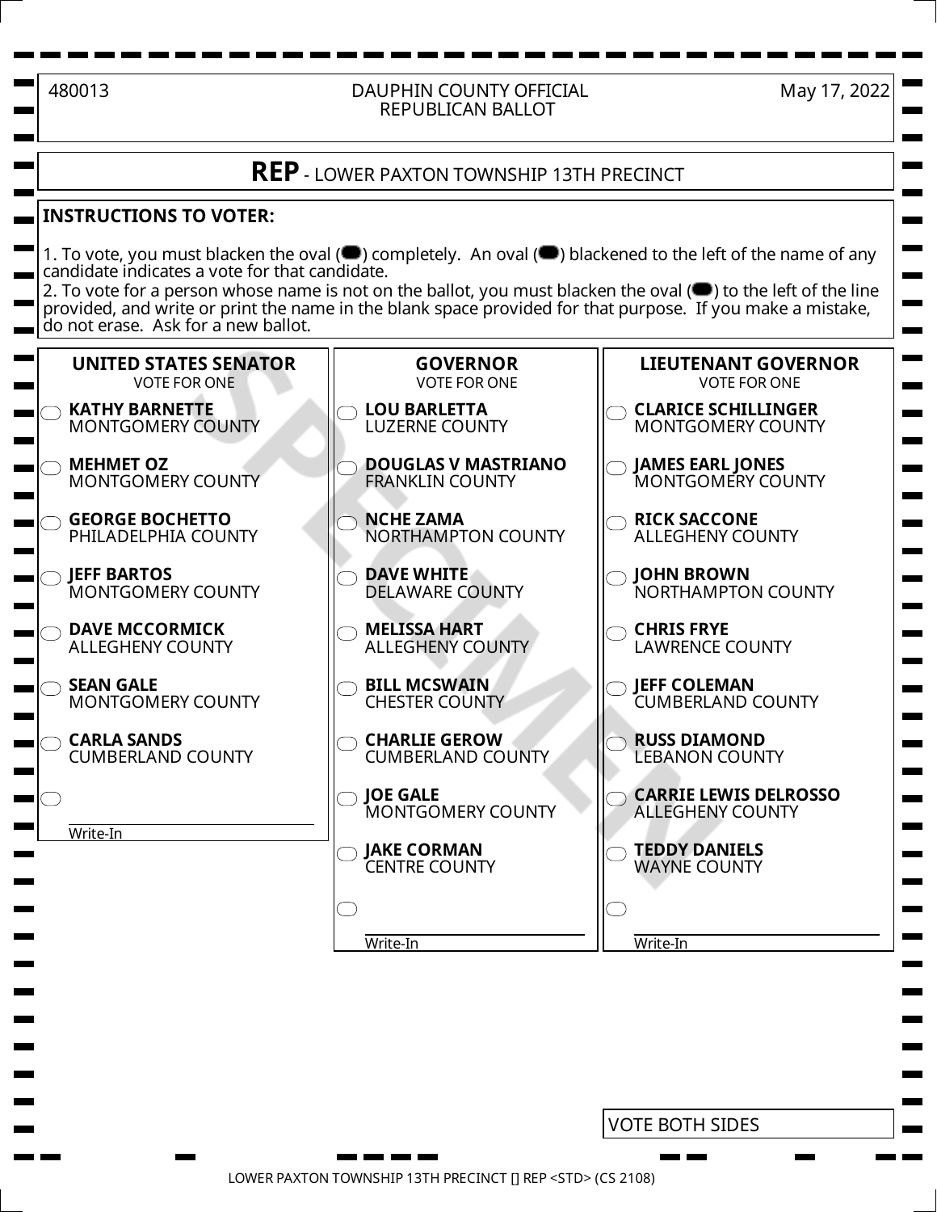480013

DAUPHIN COUNTY OFFICIAL
REPUBLICAN BALLOT

May 17, 2022

# REP - LOWER PAXTON TOWNSHIP 13TH PRECINCT

**INSTRUCTIONS TO VOTER:**

1. To vote, you must blacken the oval (⬬) completely. An oval (⬬) blackened to the left of the name of any candidate indicates a vote for that candidate.
2. To vote for a person whose name is not on the ballot, you must blacken the oval (⬬) to the left of the line provided, and write or print the name in the blank space provided for that purpose. If you make a mistake, do not erase. Ask for a new ballot.

## UNITED STATES SENATOR
VOTE FOR ONE

- **KATHY BARNETTE** MONTGOMERY COUNTY
- **MEHMET OZ** MONTGOMERY COUNTY
- **GEORGE BOCHETTO** PHILADELPHIA COUNTY
- **JEFF BARTOS** MONTGOMERY COUNTY
- **DAVE MCCORMICK** ALLEGHENY COUNTY
- **SEAN GALE** MONTGOMERY COUNTY
- **CARLA SANDS** CUMBERLAND COUNTY
- Write-In

## GOVERNOR
VOTE FOR ONE

- **LOU BARLETTA** LUZERNE COUNTY
- **DOUGLAS V MASTRIANO** FRANKLIN COUNTY
- **NCHE ZAMA** NORTHAMPTON COUNTY
- **DAVE WHITE** DELAWARE COUNTY
- **MELISSA HART** ALLEGHENY COUNTY
- **BILL MCSWAIN** CHESTER COUNTY
- **CHARLIE GEROW** CUMBERLAND COUNTY
- **JOE GALE** MONTGOMERY COUNTY
- **JAKE CORMAN** CENTRE COUNTY
- Write-In

## LIEUTENANT GOVERNOR
VOTE FOR ONE

- **CLARICE SCHILLINGER** MONTGOMERY COUNTY
- **JAMES EARL JONES** MONTGOMERY COUNTY
- **RICK SACCONE** ALLEGHENY COUNTY
- **JOHN BROWN** NORTHAMPTON COUNTY
- **CHRIS FRYE** LAWRENCE COUNTY
- **JEFF COLEMAN** CUMBERLAND COUNTY
- **RUSS DIAMOND** LEBANON COUNTY
- **CARRIE LEWIS DELROSSO** ALLEGHENY COUNTY
- **TEDDY DANIELS** WAYNE COUNTY
- Write-In

VOTE BOTH SIDES

LOWER PAXTON TOWNSHIP 13TH PRECINCT [] REP <STD> (CS 2108)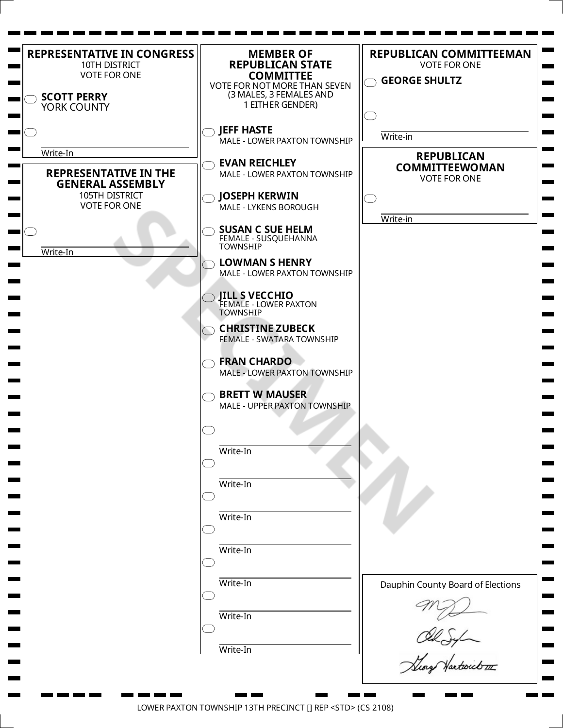## REPRESENTATIVE IN CONGRESS

10TH DISTRICT
VOTE FOR ONE

- **SCOTT PERRY**
  YORK COUNTY
- Write-In

## REPRESENTATIVE IN THE GENERAL ASSEMBLY

105TH DISTRICT
VOTE FOR ONE

- Write-In

## MEMBER OF REPUBLICAN STATE COMMITTEE

VOTE FOR NOT MORE THAN SEVEN
(3 MALES, 3 FEMALES AND
1 EITHER GENDER)

- **JEFF HASTE**
  MALE - LOWER PAXTON TOWNSHIP
- **EVAN REICHLEY**
  MALE - LOWER PAXTON TOWNSHIP
- **JOSEPH KERWIN**
  MALE - LYKENS BOROUGH
- **SUSAN C SUE HELM**
  FEMALE - SUSQUEHANNA TOWNSHIP
- **LOWMAN S HENRY**
  MALE - LOWER PAXTON TOWNSHIP
- **JILL S VECCHIO**
  FEMALE - LOWER PAXTON TOWNSHIP
- **CHRISTINE ZUBECK**
  FEMALE - SWATARA TOWNSHIP
- **FRAN CHARDO**
  MALE - LOWER PAXTON TOWNSHIP
- **BRETT W MAUSER**
  MALE - UPPER PAXTON TOWNSHIP
- Write-In
- Write-In
- Write-In
- Write-In
- Write-In
- Write-In
- Write-In

## REPUBLICAN COMMITTEEMAN

VOTE FOR ONE

- **GEORGE SHULTZ**
- Write-in

## REPUBLICAN COMMITTEEWOMAN

VOTE FOR ONE

- Write-in

Dauphin County Board of Elections

SPECIMEN

LOWER PAXTON TOWNSHIP 13TH PRECINCT [] REP <STD> (CS 2108)